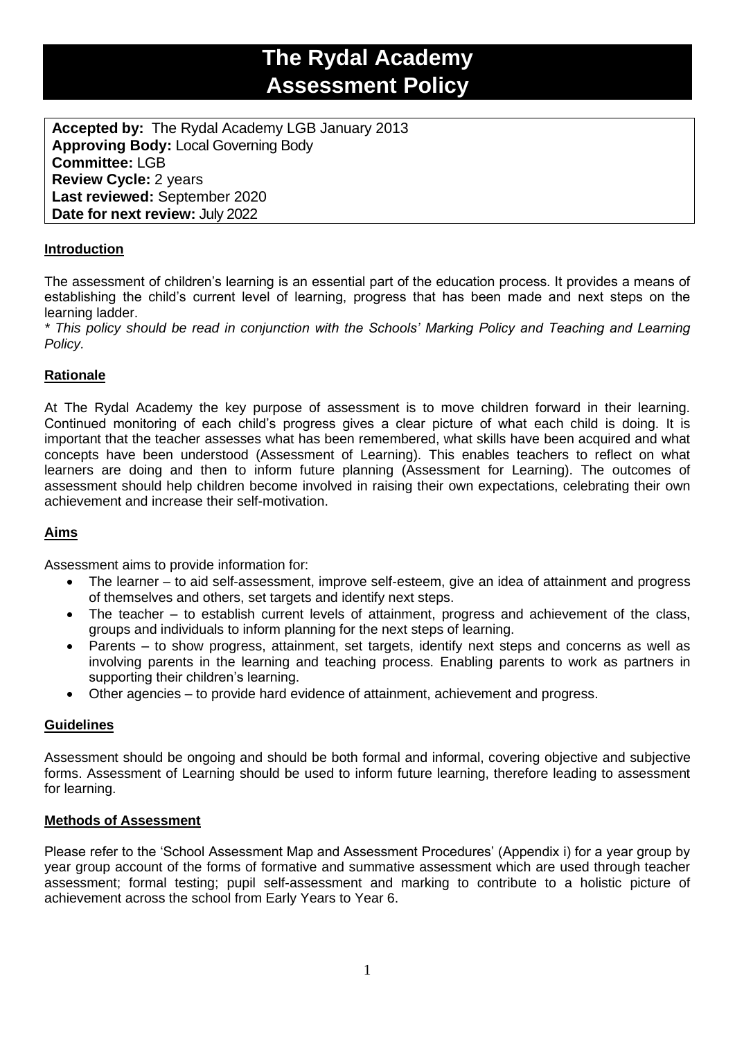# The Rydal Academy
# Assessment Policy

**Accepted by:** The Rydal Academy LGB January 2013
**Approving Body:** Local Governing Body
**Committee:** LGB
**Review Cycle:** 2 years
**Last reviewed:** September 2020
**Date for next review:** July 2022

## Introduction

The assessment of children's learning is an essential part of the education process. It provides a means of establishing the child's current level of learning, progress that has been made and next steps on the learning ladder.

*\* This policy should be read in conjunction with the Schools' Marking Policy and Teaching and Learning Policy.*

## Rationale

At The Rydal Academy the key purpose of assessment is to move children forward in their learning. Continued monitoring of each child's progress gives a clear picture of what each child is doing. It is important that the teacher assesses what has been remembered, what skills have been acquired and what concepts have been understood (Assessment of Learning). This enables teachers to reflect on what learners are doing and then to inform future planning (Assessment for Learning). The outcomes of assessment should help children become involved in raising their own expectations, celebrating their own achievement and increase their self-motivation.

## Aims

Assessment aims to provide information for:

- The learner – to aid self-assessment, improve self-esteem, give an idea of attainment and progress of themselves and others, set targets and identify next steps.
- The teacher – to establish current levels of attainment, progress and achievement of the class, groups and individuals to inform planning for the next steps of learning.
- Parents – to show progress, attainment, set targets, identify next steps and concerns as well as involving parents in the learning and teaching process. Enabling parents to work as partners in supporting their children's learning.
- Other agencies – to provide hard evidence of attainment, achievement and progress.

## Guidelines

Assessment should be ongoing and should be both formal and informal, covering objective and subjective forms. Assessment of Learning should be used to inform future learning, therefore leading to assessment for learning.

## Methods of Assessment

Please refer to the 'School Assessment Map and Assessment Procedures' (Appendix i) for a year group by year group account of the forms of formative and summative assessment which are used through teacher assessment; formal testing; pupil self-assessment and marking to contribute to a holistic picture of achievement across the school from Early Years to Year 6.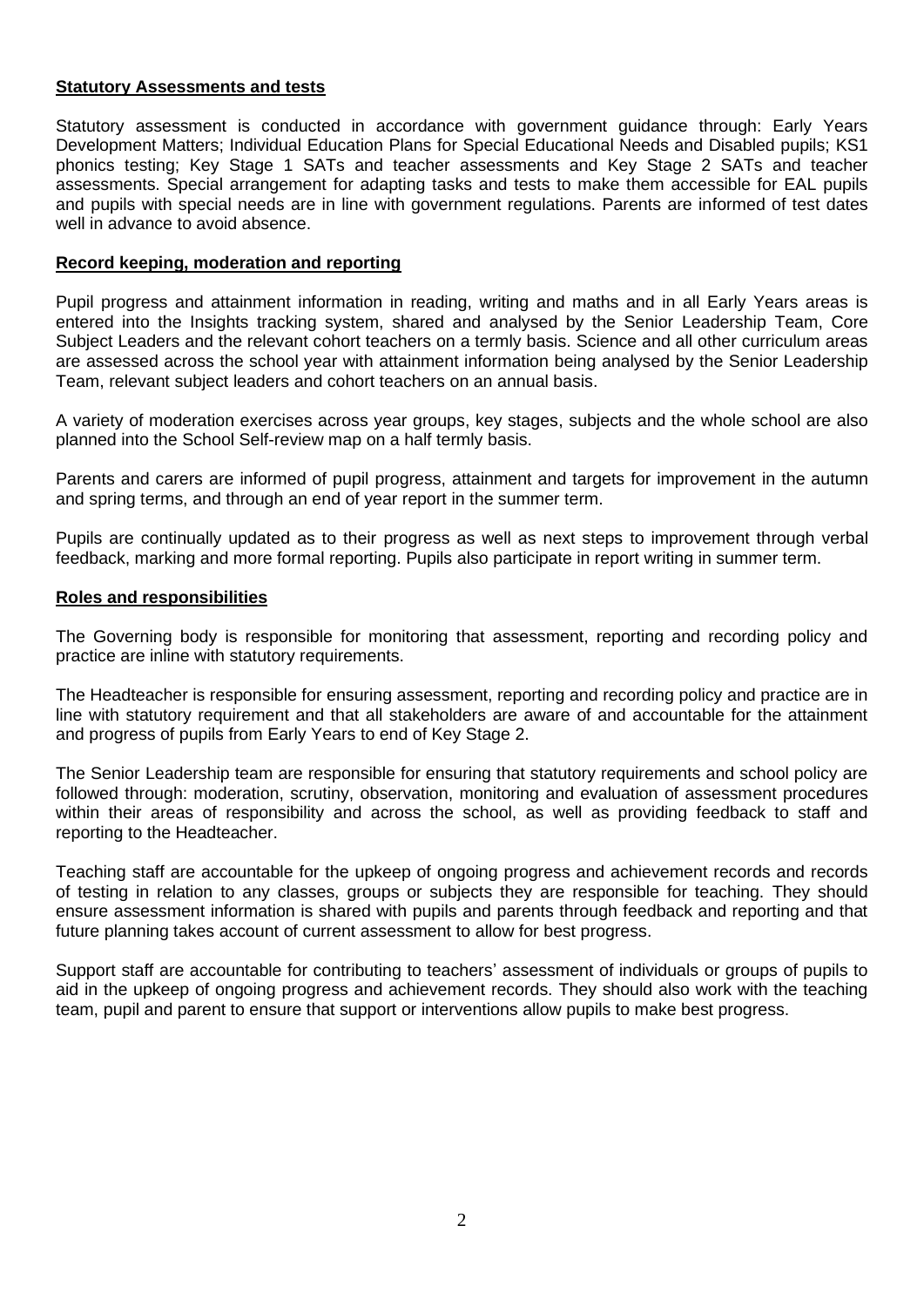## Statutory Assessments and tests

Statutory assessment is conducted in accordance with government guidance through: Early Years Development Matters; Individual Education Plans for Special Educational Needs and Disabled pupils; KS1 phonics testing; Key Stage 1 SATs and teacher assessments and Key Stage 2 SATs and teacher assessments. Special arrangement for adapting tasks and tests to make them accessible for EAL pupils and pupils with special needs are in line with government regulations. Parents are informed of test dates well in advance to avoid absence.

## Record keeping, moderation and reporting

Pupil progress and attainment information in reading, writing and maths and in all Early Years areas is entered into the Insights tracking system, shared and analysed by the Senior Leadership Team, Core Subject Leaders and the relevant cohort teachers on a termly basis. Science and all other curriculum areas are assessed across the school year with attainment information being analysed by the Senior Leadership Team, relevant subject leaders and cohort teachers on an annual basis.

A variety of moderation exercises across year groups, key stages, subjects and the whole school are also planned into the School Self-review map on a half termly basis.

Parents and carers are informed of pupil progress, attainment and targets for improvement in the autumn and spring terms, and through an end of year report in the summer term.

Pupils are continually updated as to their progress as well as next steps to improvement through verbal feedback, marking and more formal reporting. Pupils also participate in report writing in summer term.

## Roles and responsibilities

The Governing body is responsible for monitoring that assessment, reporting and recording policy and practice are inline with statutory requirements.

The Headteacher is responsible for ensuring assessment, reporting and recording policy and practice are in line with statutory requirement and that all stakeholders are aware of and accountable for the attainment and progress of pupils from Early Years to end of Key Stage 2.

The Senior Leadership team are responsible for ensuring that statutory requirements and school policy are followed through: moderation, scrutiny, observation, monitoring and evaluation of assessment procedures within their areas of responsibility and across the school, as well as providing feedback to staff and reporting to the Headteacher.

Teaching staff are accountable for the upkeep of ongoing progress and achievement records and records of testing in relation to any classes, groups or subjects they are responsible for teaching. They should ensure assessment information is shared with pupils and parents through feedback and reporting and that future planning takes account of current assessment to allow for best progress.

Support staff are accountable for contributing to teachers' assessment of individuals or groups of pupils to aid in the upkeep of ongoing progress and achievement records. They should also work with the teaching team, pupil and parent to ensure that support or interventions allow pupils to make best progress.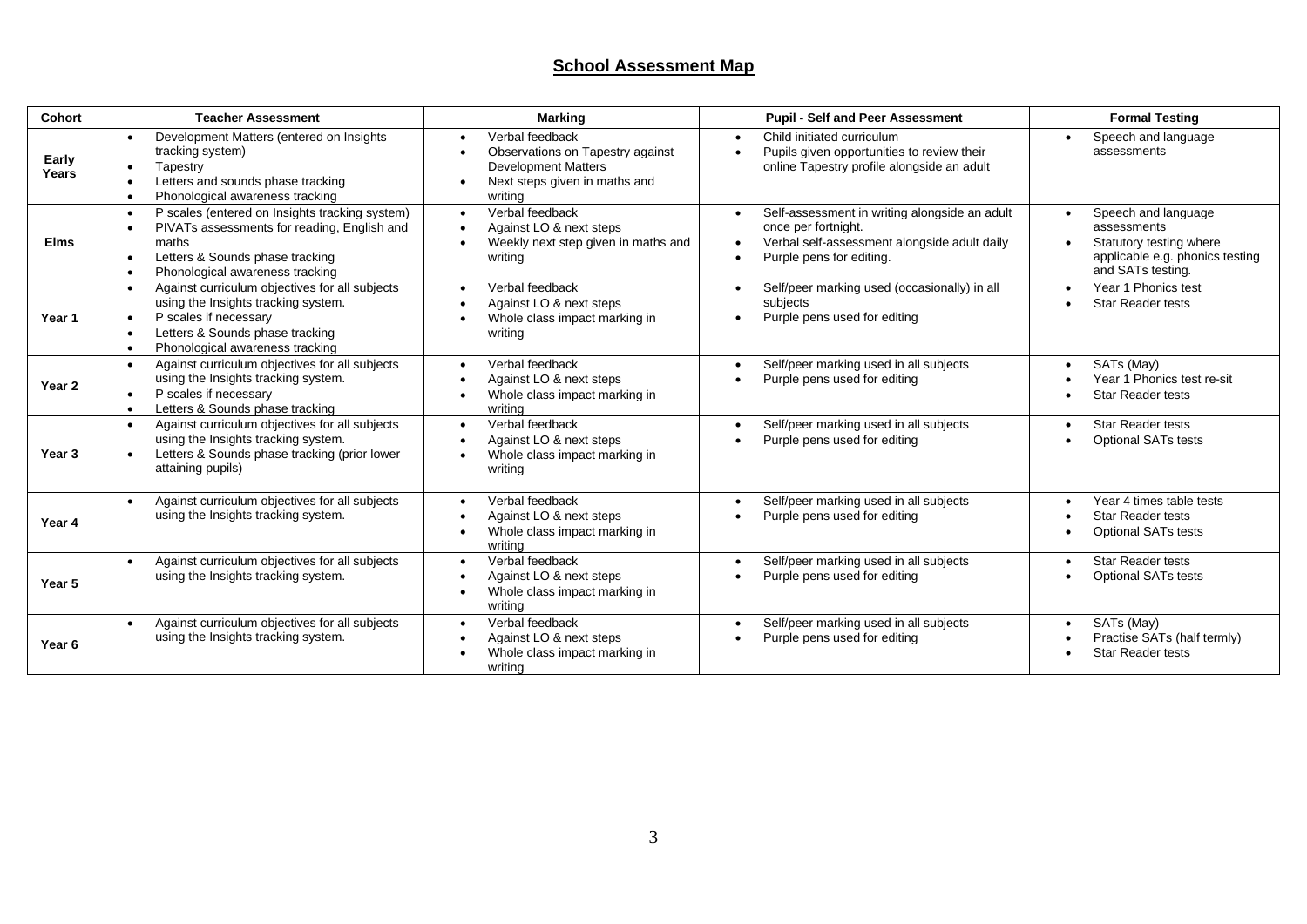# School Assessment Map

| Cohort | Teacher Assessment | Marking | Pupil - Self and Peer Assessment | Formal Testing |
|---|---|---|---|---|
| Early Years | • Development Matters (entered on Insights tracking system)<br>• Tapestry<br>• Letters and sounds phase tracking<br>• Phonological awareness tracking | • Verbal feedback<br>• Observations on Tapestry against Development Matters<br>• Next steps given in maths and writing | • Child initiated curriculum<br>• Pupils given opportunities to review their online Tapestry profile alongside an adult | • Speech and language assessments |
| Elms | • P scales (entered on Insights tracking system)<br>• PIVATs assessments for reading, English and maths<br>• Letters & Sounds phase tracking<br>• Phonological awareness tracking | • Verbal feedback<br>• Against LO & next steps<br>• Weekly next step given in maths and writing | • Self-assessment in writing alongside an adult once per fortnight.<br>• Verbal self-assessment alongside adult daily<br>• Purple pens for editing. | • Speech and language assessments<br>• Statutory testing where applicable e.g. phonics testing and SATs testing. |
| Year 1 | • Against curriculum objectives for all subjects using the Insights tracking system.<br>• P scales if necessary<br>• Letters & Sounds phase tracking<br>• Phonological awareness tracking | • Verbal feedback<br>• Against LO & next steps<br>• Whole class impact marking in writing | • Self/peer marking used (occasionally) in all subjects<br>• Purple pens used for editing | • Year 1 Phonics test<br>• Star Reader tests |
| Year 2 | • Against curriculum objectives for all subjects using the Insights tracking system.<br>• P scales if necessary<br>• Letters & Sounds phase tracking | • Verbal feedback<br>• Against LO & next steps<br>• Whole class impact marking in writing | • Self/peer marking used in all subjects<br>• Purple pens used for editing | • SATs (May)<br>• Year 1 Phonics test re-sit<br>• Star Reader tests |
| Year 3 | • Against curriculum objectives for all subjects using the Insights tracking system.<br>• Letters & Sounds phase tracking (prior lower attaining pupils) | • Verbal feedback<br>• Against LO & next steps<br>• Whole class impact marking in writing | • Self/peer marking used in all subjects<br>• Purple pens used for editing | • Star Reader tests<br>• Optional SATs tests |
| Year 4 | • Against curriculum objectives for all subjects using the Insights tracking system. | • Verbal feedback<br>• Against LO & next steps<br>• Whole class impact marking in writing | • Self/peer marking used in all subjects<br>• Purple pens used for editing | • Year 4 times table tests<br>• Star Reader tests<br>• Optional SATs tests |
| Year 5 | • Against curriculum objectives for all subjects using the Insights tracking system. | • Verbal feedback<br>• Against LO & next steps<br>• Whole class impact marking in writing | • Self/peer marking used in all subjects<br>• Purple pens used for editing | • Star Reader tests<br>• Optional SATs tests |
| Year 6 | • Against curriculum objectives for all subjects using the Insights tracking system. | • Verbal feedback<br>• Against LO & next steps<br>• Whole class impact marking in writing | • Self/peer marking used in all subjects<br>• Purple pens used for editing | • SATs (May)<br>• Practise SATs (half termly)<br>• Star Reader tests |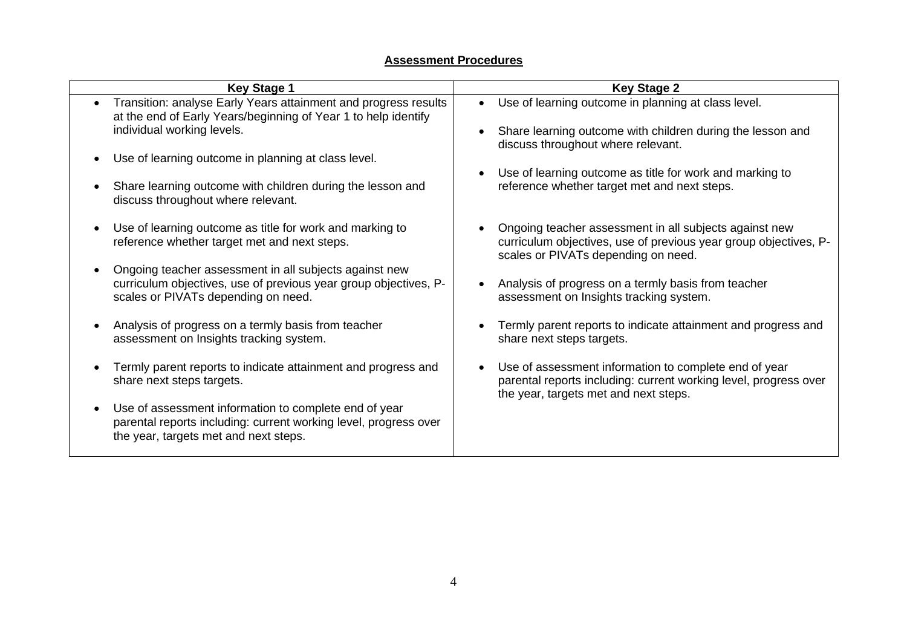**Assessment Procedures**

| Key Stage 1 | Key Stage 2 |
| --- | --- |
| • Transition: analyse Early Years attainment and progress results at the end of Early Years/beginning of Year 1 to help identify individual working levels.<br>• Use of learning outcome in planning at class level.<br>• Share learning outcome with children during the lesson and discuss throughout where relevant.<br>• Use of learning outcome as title for work and marking to reference whether target met and next steps.<br>• Ongoing teacher assessment in all subjects against new curriculum objectives, use of previous year group objectives, P-scales or PIVATs depending on need.<br>• Analysis of progress on a termly basis from teacher assessment on Insights tracking system.<br>• Termly parent reports to indicate attainment and progress and share next steps targets.<br>• Use of assessment information to complete end of year parental reports including: current working level, progress over the year, targets met and next steps. | • Use of learning outcome in planning at class level.<br>• Share learning outcome with children during the lesson and discuss throughout where relevant.<br>• Use of learning outcome as title for work and marking to reference whether target met and next steps.<br>• Ongoing teacher assessment in all subjects against new curriculum objectives, use of previous year group objectives, P-scales or PIVATs depending on need.<br>• Analysis of progress on a termly basis from teacher assessment on Insights tracking system.<br>• Termly parent reports to indicate attainment and progress and share next steps targets.<br>• Use of assessment information to complete end of year parental reports including: current working level, progress over the year, targets met and next steps. |